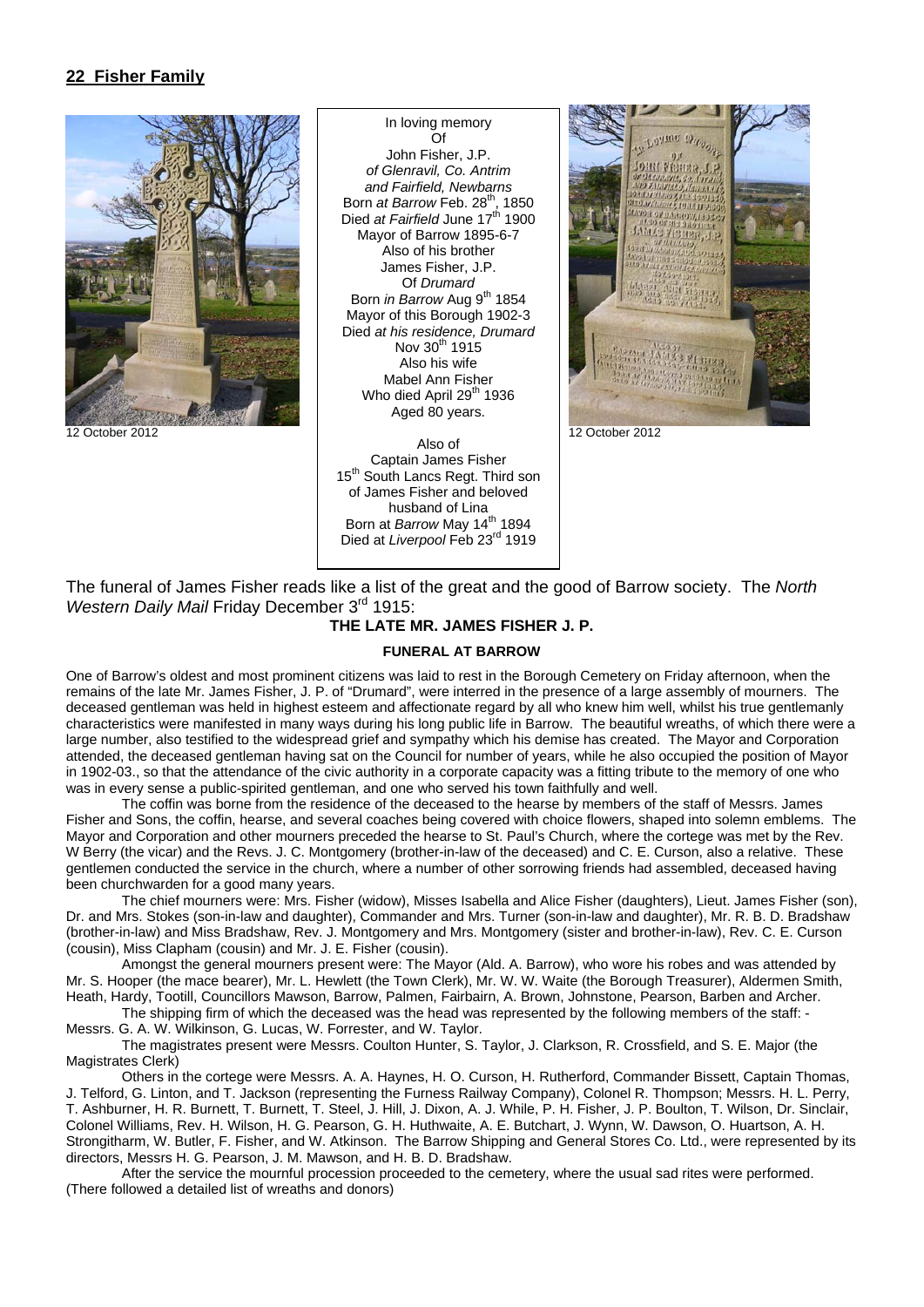## 22 Fisher Family

12 October 2012

In loving memory
Of
John Fisher, J.P.
*of Glenravil, Co. Antrim*
*and Fairfield, Newbarns*
Born *at Barrow* Feb. 28th, 1850
Died *at Fairfield* June 17th 1900
Mayor of Barrow 1895-6-7
Also of his brother
James Fisher, J.P.
Of *Drumard*
Born *in Barrow* Aug 9th 1854
Mayor of this Borough 1902-3
Died *at his residence, Drumard*
Nov 30th 1915
Also his wife
Mabel Ann Fisher
Who died April 29th 1936
Aged 80 years.

Also of
Captain James Fisher
15th South Lancs Regt. Third son
of James Fisher and beloved
husband of Lina
Born at *Barrow* May 14th 1894
Died at *Liverpool* Feb 23rd 1919

12 October 2012

The funeral of James Fisher reads like a list of the great and the good of Barrow society. The *North Western Daily Mail* Friday December 3rd 1915:

**THE LATE MR. JAMES FISHER J. P.**

**FUNERAL AT BARROW**

One of Barrow's oldest and most prominent citizens was laid to rest in the Borough Cemetery on Friday afternoon, when the remains of the late Mr. James Fisher, J. P. of "Drumard", were interred in the presence of a large assembly of mourners. The deceased gentleman was held in highest esteem and affectionate regard by all who knew him well, whilst his true gentlemanly characteristics were manifested in many ways during his long public life in Barrow. The beautiful wreaths, of which there were a large number, also testified to the widespread grief and sympathy which his demise has created. The Mayor and Corporation attended, the deceased gentleman having sat on the Council for number of years, while he also occupied the position of Mayor in 1902-03., so that the attendance of the civic authority in a corporate capacity was a fitting tribute to the memory of one who was in every sense a public-spirited gentleman, and one who served his town faithfully and well.

The coffin was borne from the residence of the deceased to the hearse by members of the staff of Messrs. James Fisher and Sons, the coffin, hearse, and several coaches being covered with choice flowers, shaped into solemn emblems. The Mayor and Corporation and other mourners preceded the hearse to St. Paul's Church, where the cortege was met by the Rev. W Berry (the vicar) and the Revs. J. C. Montgomery (brother-in-law of the deceased) and C. E. Curson, also a relative. These gentlemen conducted the service in the church, where a number of other sorrowing friends had assembled, deceased having been churchwarden for a good many years.

The chief mourners were: Mrs. Fisher (widow), Misses Isabella and Alice Fisher (daughters), Lieut. James Fisher (son), Dr. and Mrs. Stokes (son-in-law and daughter), Commander and Mrs. Turner (son-in-law and daughter), Mr. R. B. D. Bradshaw (brother-in-law) and Miss Bradshaw, Rev. J. Montgomery and Mrs. Montgomery (sister and brother-in-law), Rev. C. E. Curson (cousin), Miss Clapham (cousin) and Mr. J. E. Fisher (cousin).

Amongst the general mourners present were: The Mayor (Ald. A. Barrow), who wore his robes and was attended by Mr. S. Hooper (the mace bearer), Mr. L. Hewlett (the Town Clerk), Mr. W. W. Waite (the Borough Treasurer), Aldermen Smith, Heath, Hardy, Tootill, Councillors Mawson, Barrow, Palmen, Fairbairn, A. Brown, Johnstone, Pearson, Barben and Archer.

The shipping firm of which the deceased was the head was represented by the following members of the staff: - Messrs. G. A. W. Wilkinson, G. Lucas, W. Forrester, and W. Taylor.

The magistrates present were Messrs. Coulton Hunter, S. Taylor, J. Clarkson, R. Crossfield, and S. E. Major (the Magistrates Clerk)

Others in the cortege were Messrs. A. A. Haynes, H. O. Curson, H. Rutherford, Commander Bissett, Captain Thomas, J. Telford, G. Linton, and T. Jackson (representing the Furness Railway Company), Colonel R. Thompson; Messrs. H. L. Perry, T. Ashburner, H. R. Burnett, T. Burnett, T. Steel, J. Hill, J. Dixon, A. J. While, P. H. Fisher, J. P. Boulton, T. Wilson, Dr. Sinclair, Colonel Williams, Rev. H. Wilson, H. G. Pearson, G. H. Huthwaite, A. E. Butchart, J. Wynn, W. Dawson, O. Huartson, A. H. Strongitharm, W. Butler, F. Fisher, and W. Atkinson. The Barrow Shipping and General Stores Co. Ltd., were represented by its directors, Messrs H. G. Pearson, J. M. Mawson, and H. B. D. Bradshaw.

After the service the mournful procession proceeded to the cemetery, where the usual sad rites were performed. (There followed a detailed list of wreaths and donors)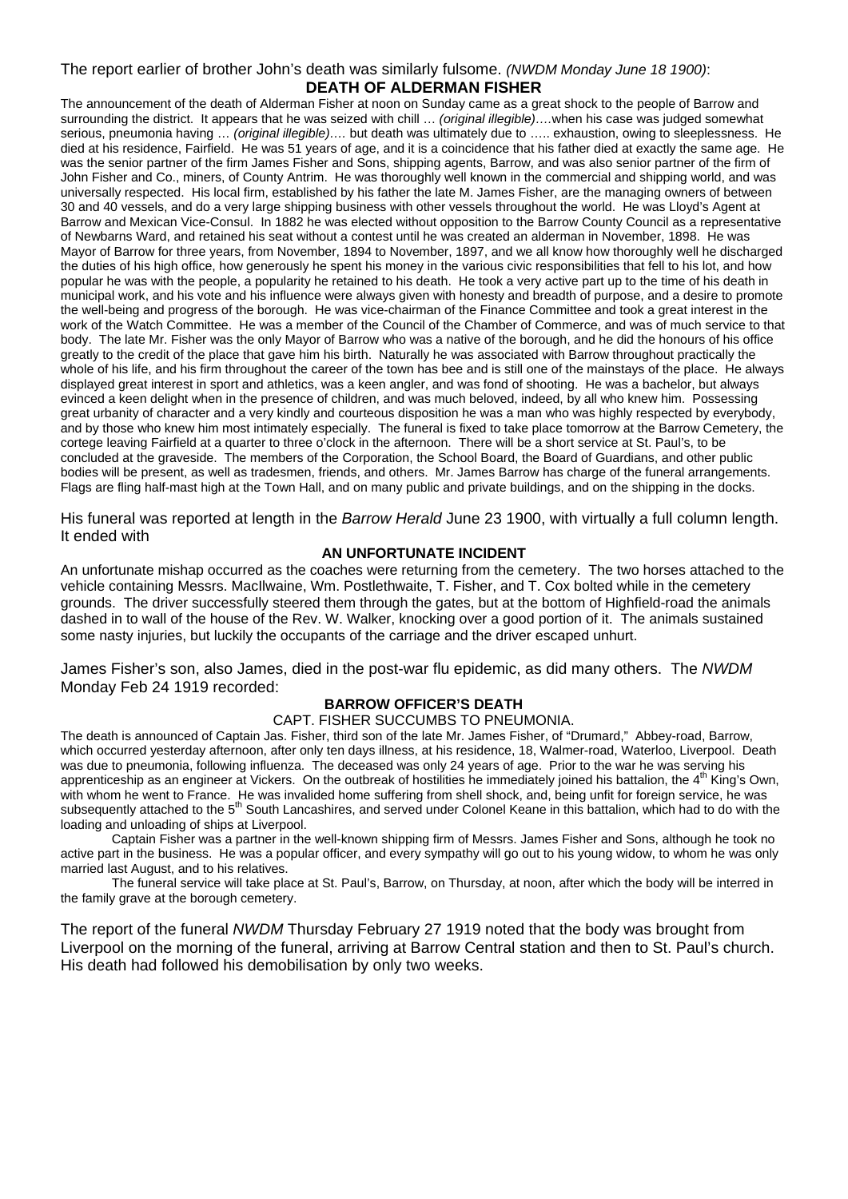The report earlier of brother John's death was similarly fulsome. *(NWDM Monday June 18 1900)*:

**DEATH OF ALDERMAN FISHER**

The announcement of the death of Alderman Fisher at noon on Sunday came as a great shock to the people of Barrow and surrounding the district. It appears that he was seized with chill … *(original illegible)*….when his case was judged somewhat serious, pneumonia having … *(original illegible)*…. but death was ultimately due to ….. exhaustion, owing to sleeplessness. He died at his residence, Fairfield. He was 51 years of age, and it is a coincidence that his father died at exactly the same age. He was the senior partner of the firm James Fisher and Sons, shipping agents, Barrow, and was also senior partner of the firm of John Fisher and Co., miners, of County Antrim. He was thoroughly well known in the commercial and shipping world, and was universally respected. His local firm, established by his father the late M. James Fisher, are the managing owners of between 30 and 40 vessels, and do a very large shipping business with other vessels throughout the world. He was Lloyd's Agent at Barrow and Mexican Vice-Consul. In 1882 he was elected without opposition to the Barrow County Council as a representative of Newbarns Ward, and retained his seat without a contest until he was created an alderman in November, 1898. He was Mayor of Barrow for three years, from November, 1894 to November, 1897, and we all know how thoroughly well he discharged the duties of his high office, how generously he spent his money in the various civic responsibilities that fell to his lot, and how popular he was with the people, a popularity he retained to his death. He took a very active part up to the time of his death in municipal work, and his vote and his influence were always given with honesty and breadth of purpose, and a desire to promote the well-being and progress of the borough. He was vice-chairman of the Finance Committee and took a great interest in the work of the Watch Committee. He was a member of the Council of the Chamber of Commerce, and was of much service to that body. The late Mr. Fisher was the only Mayor of Barrow who was a native of the borough, and he did the honours of his office greatly to the credit of the place that gave him his birth. Naturally he was associated with Barrow throughout practically the whole of his life, and his firm throughout the career of the town has bee and is still one of the mainstays of the place. He always displayed great interest in sport and athletics, was a keen angler, and was fond of shooting. He was a bachelor, but always evinced a keen delight when in the presence of children, and was much beloved, indeed, by all who knew him. Possessing great urbanity of character and a very kindly and courteous disposition he was a man who was highly respected by everybody, and by those who knew him most intimately especially. The funeral is fixed to take place tomorrow at the Barrow Cemetery, the cortege leaving Fairfield at a quarter to three o'clock in the afternoon. There will be a short service at St. Paul's, to be concluded at the graveside. The members of the Corporation, the School Board, the Board of Guardians, and other public bodies will be present, as well as tradesmen, friends, and others. Mr. James Barrow has charge of the funeral arrangements. Flags are fling half-mast high at the Town Hall, and on many public and private buildings, and on the shipping in the docks.

His funeral was reported at length in the *Barrow Herald* June 23 1900, with virtually a full column length. It ended with

**AN UNFORTUNATE INCIDENT**

An unfortunate mishap occurred as the coaches were returning from the cemetery. The two horses attached to the vehicle containing Messrs. MacIlwaine, Wm. Postlethwaite, T. Fisher, and T. Cox bolted while in the cemetery grounds. The driver successfully steered them through the gates, but at the bottom of Highfield-road the animals dashed in to wall of the house of the Rev. W. Walker, knocking over a good portion of it. The animals sustained some nasty injuries, but luckily the occupants of the carriage and the driver escaped unhurt.

James Fisher's son, also James, died in the post-war flu epidemic, as did many others. The *NWDM* Monday Feb 24 1919 recorded:

**BARROW OFFICER'S DEATH**

CAPT. FISHER SUCCUMBS TO PNEUMONIA.

The death is announced of Captain Jas. Fisher, third son of the late Mr. James Fisher, of "Drumard," Abbey-road, Barrow, which occurred yesterday afternoon, after only ten days illness, at his residence, 18, Walmer-road, Waterloo, Liverpool. Death was due to pneumonia, following influenza. The deceased was only 24 years of age. Prior to the war he was serving his apprenticeship as an engineer at Vickers. On the outbreak of hostilities he immediately joined his battalion, the 4th King's Own, with whom he went to France. He was invalided home suffering from shell shock, and, being unfit for foreign service, he was subsequently attached to the 5th South Lancashires, and served under Colonel Keane in this battalion, which had to do with the loading and unloading of ships at Liverpool.

Captain Fisher was a partner in the well-known shipping firm of Messrs. James Fisher and Sons, although he took no active part in the business. He was a popular officer, and every sympathy will go out to his young widow, to whom he was only married last August, and to his relatives.

The funeral service will take place at St. Paul's, Barrow, on Thursday, at noon, after which the body will be interred in the family grave at the borough cemetery.

The report of the funeral *NWDM* Thursday February 27 1919 noted that the body was brought from Liverpool on the morning of the funeral, arriving at Barrow Central station and then to St. Paul's church. His death had followed his demobilisation by only two weeks.